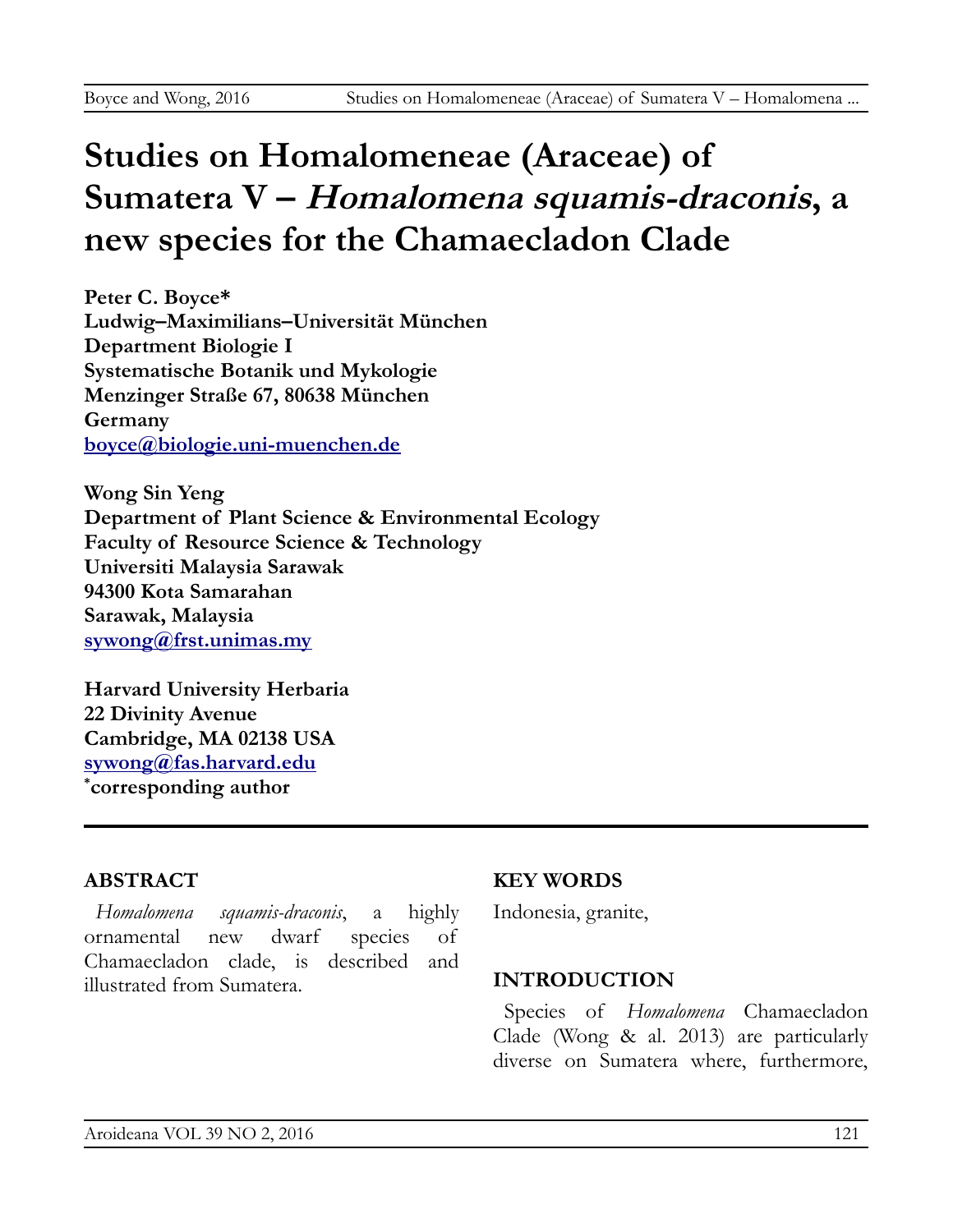# Studies on Homalomeneae (Araceae) of Sumatera V – *Homalomena squamis-draconis*, a new species for the Chamaecladon Clade

**Peter C. Boyce***
**Ludwig–Maximilians–Universität München**
**Department Biologie I**
**Systematische Botanik und Mykologie**
**Menzinger Straße 67, 80638 München**
**Germany**
**boyce@biologie.uni-muenchen.de**

**Wong Sin Yeng**
**Department of Plant Science & Environmental Ecology**
**Faculty of Resource Science & Technology**
**Universiti Malaysia Sarawak**
**94300 Kota Samarahan**
**Sarawak, Malaysia**
**sywong@frst.unimas.my**

**Harvard University Herbaria**
**22 Divinity Avenue**
**Cambridge, MA 02138 USA**
**sywong@fas.harvard.edu**
**[*]corresponding author**

---

## ABSTRACT

*Homalomena squamis-draconis*, a highly ornamental new dwarf species of Chamaecladon clade, is described and illustrated from Sumatera.

## KEY WORDS

Indonesia, granite,

## INTRODUCTION

Species of *Homalomena* Chamaecladon Clade (Wong & al. 2013) are particularly diverse on Sumatera where, furthermore,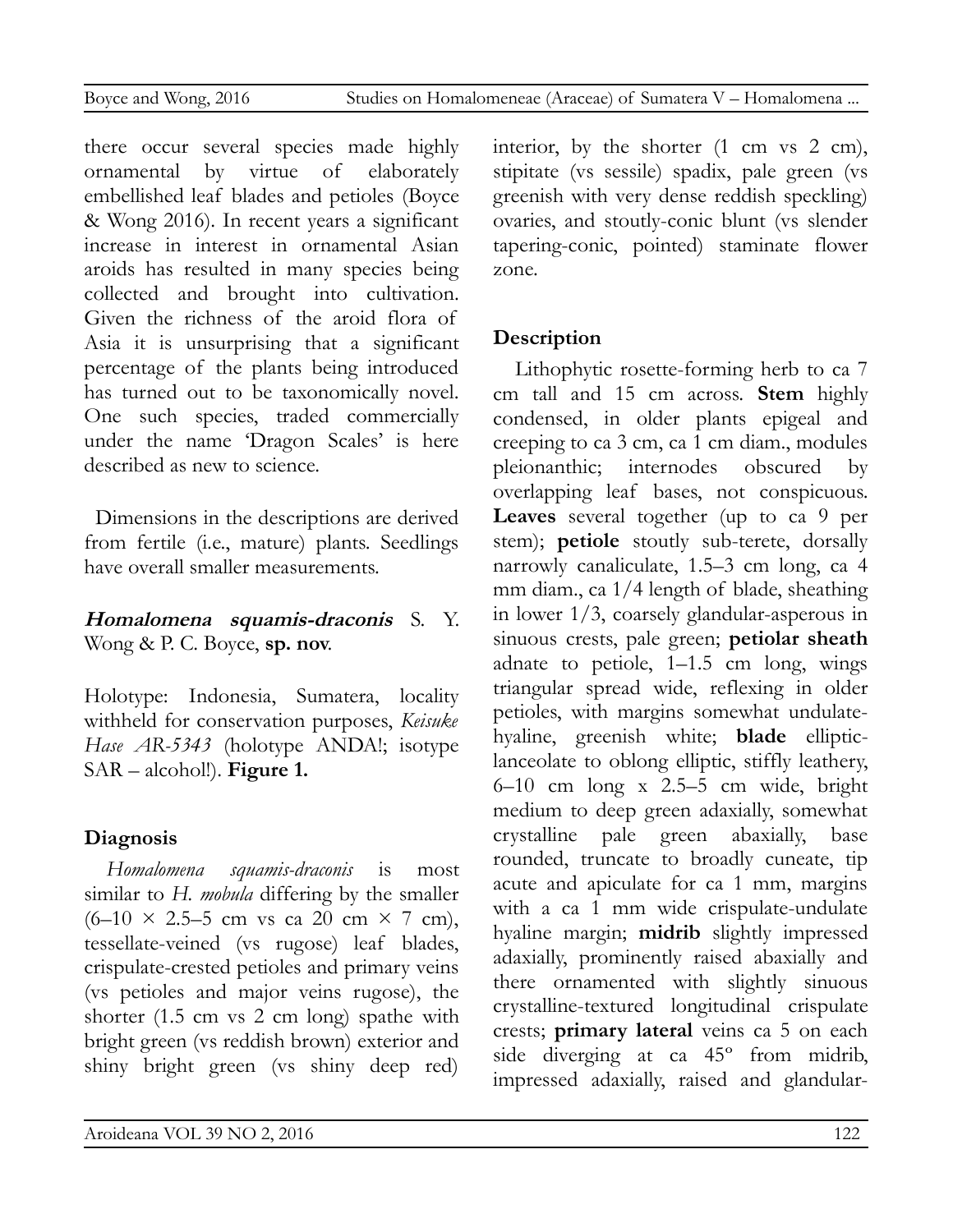there occur several species made highly ornamental by virtue of elaborately embellished leaf blades and petioles (Boyce & Wong 2016). In recent years a significant increase in interest in ornamental Asian aroids has resulted in many species being collected and brought into cultivation. Given the richness of the aroid flora of Asia it is unsurprising that a significant percentage of the plants being introduced has turned out to be taxonomically novel. One such species, traded commercially under the name 'Dragon Scales' is here described as new to science.

Dimensions in the descriptions are derived from fertile (i.e., mature) plants. Seedlings have overall smaller measurements.

***Homalomena squamis-draconis*** S. Y. Wong & P. C. Boyce, **sp. nov**.

Holotype: Indonesia, Sumatera, locality withheld for conservation purposes, *Keisuke Hase AR-5343* (holotype ANDA!; isotype SAR – alcohol!). **Figure 1.**

## Diagnosis

*Homalomena squamis-draconis* is most similar to *H. mobula* differing by the smaller (6–10 × 2.5–5 cm vs ca 20 cm × 7 cm), tessellate-veined (vs rugose) leaf blades, crispulate-crested petioles and primary veins (vs petioles and major veins rugose), the shorter (1.5 cm vs 2 cm long) spathe with bright green (vs reddish brown) exterior and shiny bright green (vs shiny deep red) interior, by the shorter (1 cm vs 2 cm), stipitate (vs sessile) spadix, pale green (vs greenish with very dense reddish speckling) ovaries, and stoutly-conic blunt (vs slender tapering-conic, pointed) staminate flower zone.

## Description

Lithophytic rosette-forming herb to ca 7 cm tall and 15 cm across. **Stem** highly condensed, in older plants epigeal and creeping to ca 3 cm, ca 1 cm diam., modules pleionanthic; internodes obscured by overlapping leaf bases, not conspicuous. **Leaves** several together (up to ca 9 per stem); **petiole** stoutly sub-terete, dorsally narrowly canaliculate, 1.5–3 cm long, ca 4 mm diam., ca 1/4 length of blade, sheathing in lower 1/3, coarsely glandular-asperous in sinuous crests, pale green; **petiolar sheath** adnate to petiole, 1–1.5 cm long, wings triangular spread wide, reflexing in older petioles, with margins somewhat undulate-hyaline, greenish white; **blade** elliptic-lanceolate to oblong elliptic, stiffly leathery, 6–10 cm long x 2.5–5 cm wide, bright medium to deep green adaxially, somewhat crystalline pale green abaxially, base rounded, truncate to broadly cuneate, tip acute and apiculate for ca 1 mm, margins with a ca 1 mm wide crispulate-undulate hyaline margin; **midrib** slightly impressed adaxially, prominently raised abaxially and there ornamented with slightly sinuous crystalline-textured longitudinal crispulate crests; **primary lateral** veins ca 5 on each side diverging at ca 45º from midrib, impressed adaxially, raised and glandular-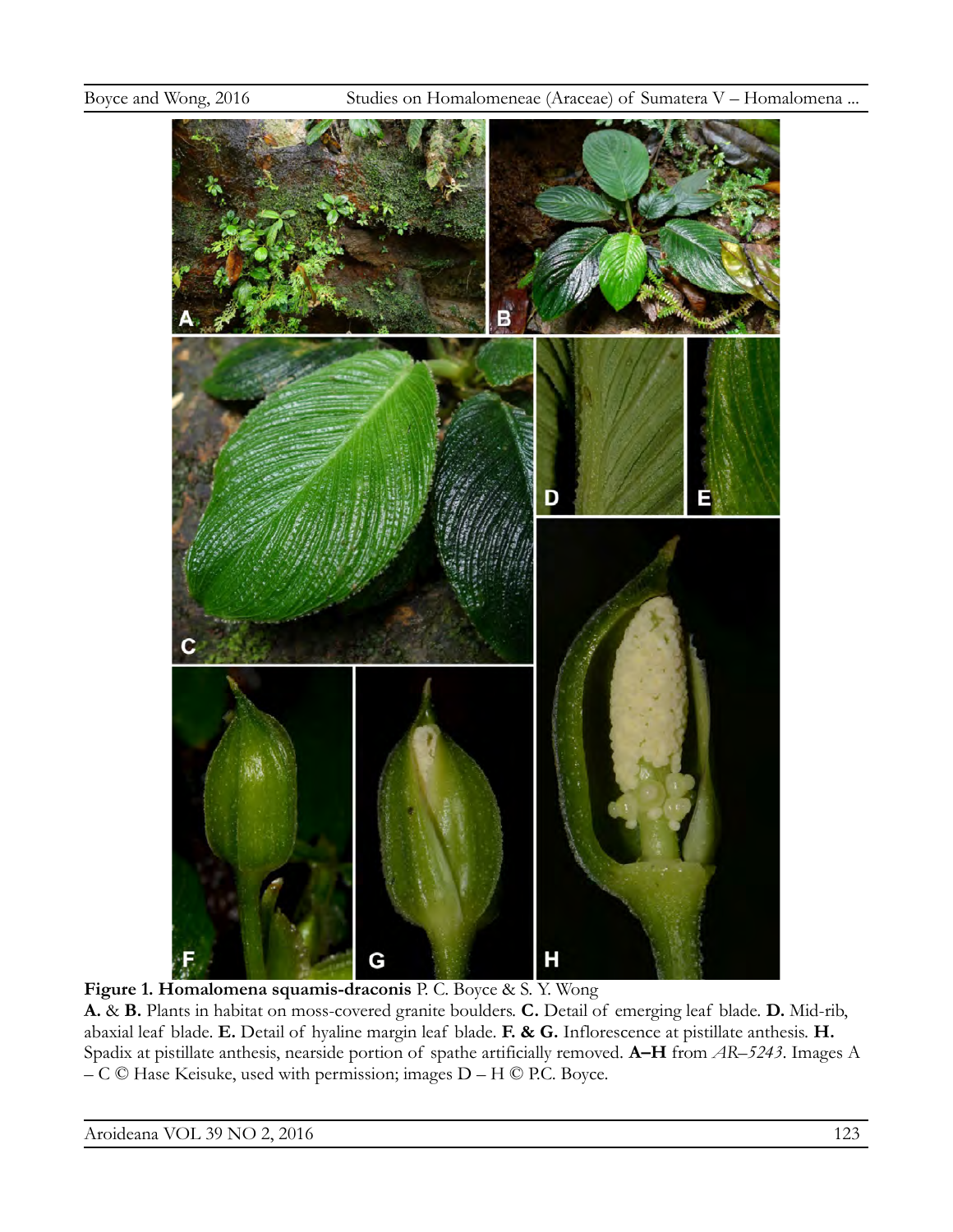**Figure 1. Homalomena squamis-draconis** P. C. Boyce & S. Y. Wong

**A.** & **B.** Plants in habitat on moss-covered granite boulders. **C.** Detail of emerging leaf blade. **D.** Mid-rib, abaxial leaf blade. **E.** Detail of hyaline margin leaf blade. **F. & G.** Inflorescence at pistillate anthesis. **H.** Spadix at pistillate anthesis, nearside portion of spathe artificially removed. **A–H** from *AR–5243*. Images A – C © Hase Keisuke, used with permission; images D – H © P.C. Boyce.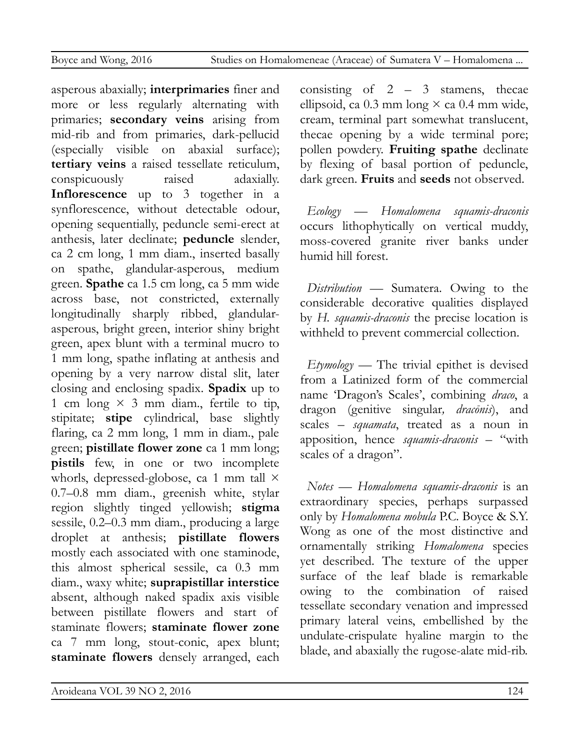asperous abaxially; **interprimaries** finer and more or less regularly alternating with primaries; **secondary veins** arising from mid-rib and from primaries, dark-pellucid (especially visible on abaxial surface); **tertiary veins** a raised tessellate reticulum, conspicuously raised adaxially. **Inflorescence** up to 3 together in a synflorescence, without detectable odour, opening sequentially, peduncle semi-erect at anthesis, later declinate; **peduncle** slender, ca 2 cm long, 1 mm diam., inserted basally on spathe, glandular-asperous, medium green. **Spathe** ca 1.5 cm long, ca 5 mm wide across base, not constricted, externally longitudinally sharply ribbed, glandular-asperous, bright green, interior shiny bright green, apex blunt with a terminal mucro to 1 mm long, spathe inflating at anthesis and opening by a very narrow distal slit, later closing and enclosing spadix. **Spadix** up to 1 cm long × 3 mm diam., fertile to tip, stipitate; **stipe** cylindrical, base slightly flaring, ca 2 mm long, 1 mm in diam., pale green; **pistillate flower zone** ca 1 mm long; **pistils** few, in one or two incomplete whorls, depressed-globose, ca 1 mm tall × 0.7–0.8 mm diam., greenish white, stylar region slightly tinged yellowish; **stigma** sessile, 0.2–0.3 mm diam., producing a large droplet at anthesis; **pistillate flowers** mostly each associated with one staminode, this almost spherical sessile, ca 0.3 mm diam., waxy white; **suprapistillar interstice** absent, although naked spadix axis visible between pistillate flowers and start of staminate flowers; **staminate flower zone** ca 7 mm long, stout-conic, apex blunt; **staminate flowers** densely arranged, each consisting of 2 – 3 stamens, thecae ellipsoid, ca 0.3 mm long × ca 0.4 mm wide, cream, terminal part somewhat translucent, thecae opening by a wide terminal pore; pollen powdery. **Fruiting spathe** declinate by flexing of basal portion of peduncle, dark green. **Fruits** and **seeds** not observed.

*Ecology* — *Homalomena squamis-draconis* occurs lithophytically on vertical muddy, moss-covered granite river banks under humid hill forest.

*Distribution* — Sumatera. Owing to the considerable decorative qualities displayed by *H. squamis-draconis* the precise location is withheld to prevent commercial collection.

*Etymology* — The trivial epithet is devised from a Latinized form of the commercial name 'Dragon's Scales', combining *draco*, a dragon (genitive singular, *dracōnis*), and scales – *squamata*, treated as a noun in apposition, hence *squamis-draconis* – "with scales of a dragon".

*Notes* — *Homalomena squamis-draconis* is an extraordinary species, perhaps surpassed only by *Homalomena mobula* P.C. Boyce & S.Y. Wong as one of the most distinctive and ornamentally striking *Homalomena* species yet described. The texture of the upper surface of the leaf blade is remarkable owing to the combination of raised tessellate secondary venation and impressed primary lateral veins, embellished by the undulate-crispulate hyaline margin to the blade, and abaxially the rugose-alate mid-rib.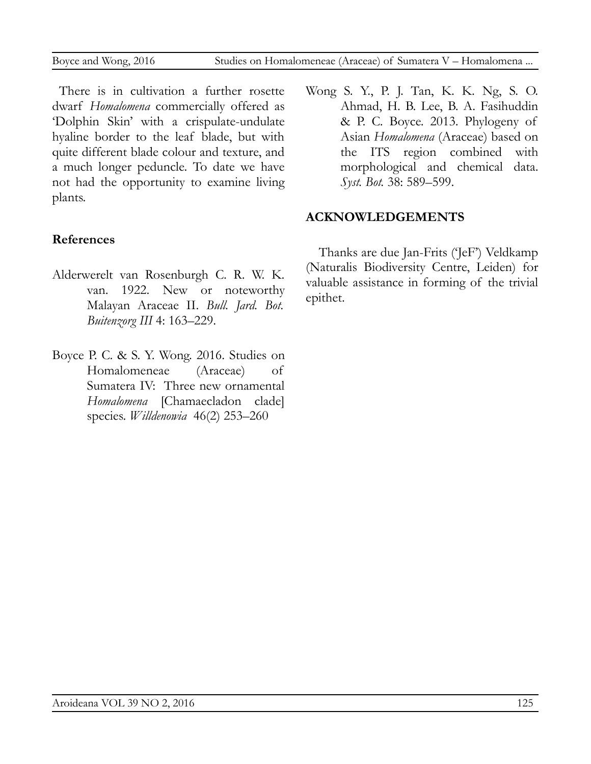There is in cultivation a further rosette dwarf *Homalomena* commercially offered as 'Dolphin Skin' with a crispulate-undulate hyaline border to the leaf blade, but with quite different blade colour and texture, and a much longer peduncle. To date we have not had the opportunity to examine living plants.

### References

Alderwerelt van Rosenburgh C. R. W. K. van. 1922. New or noteworthy Malayan Araceae II. *Bull. Jard. Bot. Buitenzorg III* 4: 163–229.

Boyce P. C. & S. Y. Wong. 2016. Studies on Homalomeneae (Araceae) of Sumatera IV: Three new ornamental *Homalomena* [Chamaecladon clade] species. *Willdenowia* 46(2) 253–260

Wong S. Y., P. J. Tan, K. K. Ng, S. O. Ahmad, H. B. Lee, B. A. Fasihuddin & P. C. Boyce. 2013. Phylogeny of Asian *Homalomena* (Araceae) based on the ITS region combined with morphological and chemical data. *Syst. Bot.* 38: 589–599.

### ACKNOWLEDGEMENTS

Thanks are due Jan-Frits ('JeF') Veldkamp (Naturalis Biodiversity Centre, Leiden) for valuable assistance in forming of the trivial epithet.